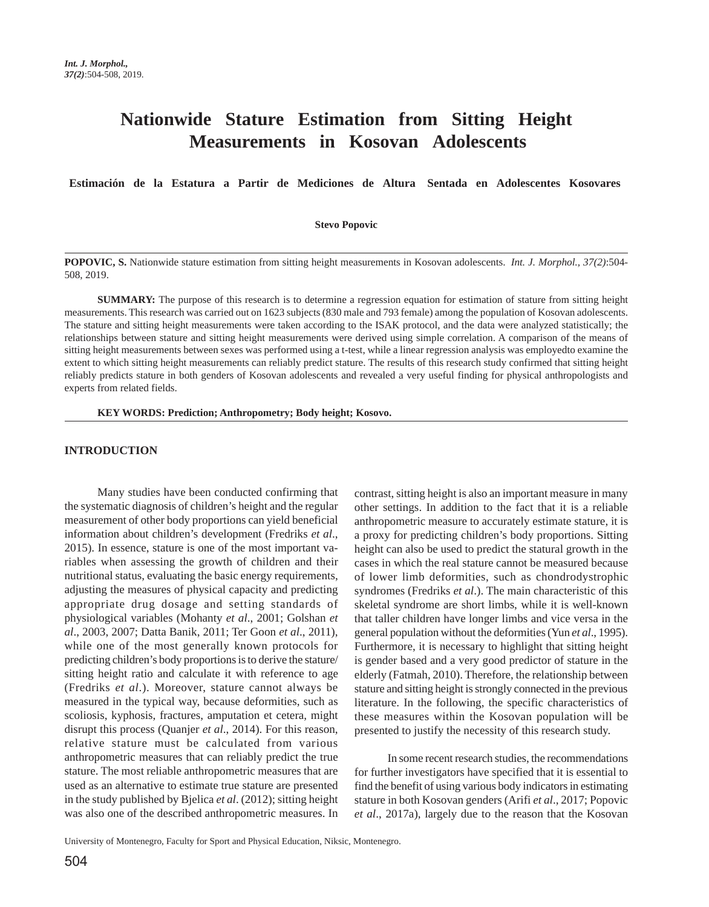# Nationwide Stature Estimation from Sitting Height Measurements in Kosovan Adolescents

**Estimación de la Estatura a Partir de Mediciones de Altura Sentada en Adolescentes Kosovares**

**Stevo Popovic**

**POPOVIC, S.** Nationwide stature estimation from sitting height measurements in Kosovan adolescents. *Int. J. Morphol., 37(2)*:504-508, 2019.

**SUMMARY:** The purpose of this research is to determine a regression equation for estimation of stature from sitting height measurements. This research was carried out on 1623 subjects (830 male and 793 female) among the population of Kosovan adolescents. The stature and sitting height measurements were taken according to the ISAK protocol, and the data were analyzed statistically; the relationships between stature and sitting height measurements were derived using simple correlation. A comparison of the means of sitting height measurements between sexes was performed using a t-test, while a linear regression analysis was employedto examine the extent to which sitting height measurements can reliably predict stature. The results of this research study confirmed that sitting height reliably predicts stature in both genders of Kosovan adolescents and revealed a very useful finding for physical anthropologists and experts from related fields.

**KEY WORDS: Prediction; Anthropometry; Body height; Kosovo.**

## INTRODUCTION

Many studies have been conducted confirming that the systematic diagnosis of children's height and the regular measurement of other body proportions can yield beneficial information about children's development (Fredriks *et al*., 2015). In essence, stature is one of the most important variables when assessing the growth of children and their nutritional status, evaluating the basic energy requirements, adjusting the measures of physical capacity and predicting appropriate drug dosage and setting standards of physiological variables (Mohanty *et al*., 2001; Golshan *et al*., 2003, 2007; Datta Banik, 2011; Ter Goon *et al*., 2011), while one of the most generally known protocols for predicting children's body proportions is to derive the stature/ sitting height ratio and calculate it with reference to age (Fredriks *et al*.). Moreover, stature cannot always be measured in the typical way, because deformities, such as scoliosis, kyphosis, fractures, amputation et cetera, might disrupt this process (Quanjer *et al*., 2014). For this reason, relative stature must be calculated from various anthropometric measures that can reliably predict the true stature. The most reliable anthropometric measures that are used as an alternative to estimate true stature are presented in the study published by Bjelica *et al*. (2012); sitting height was also one of the described anthropometric measures. In contrast, sitting height is also an important measure in many other settings. In addition to the fact that it is a reliable anthropometric measure to accurately estimate stature, it is a proxy for predicting children's body proportions. Sitting height can also be used to predict the statural growth in the cases in which the real stature cannot be measured because of lower limb deformities, such as chondrodystrophic syndromes (Fredriks *et al*.). The main characteristic of this skeletal syndrome are short limbs, while it is well-known that taller children have longer limbs and vice versa in the general population without the deformities (Yun *et al*., 1995). Furthermore, it is necessary to highlight that sitting height is gender based and a very good predictor of stature in the elderly (Fatmah, 2010). Therefore, the relationship between stature and sitting height is strongly connected in the previous literature. In the following, the specific characteristics of these measures within the Kosovan population will be presented to justify the necessity of this research study.

In some recent research studies, the recommendations for further investigators have specified that it is essential to find the benefit of using various body indicators in estimating stature in both Kosovan genders (Arifi *et al*., 2017; Popovic *et al*., 2017a), largely due to the reason that the Kosovan

University of Montenegro, Faculty for Sport and Physical Education, Niksic, Montenegro.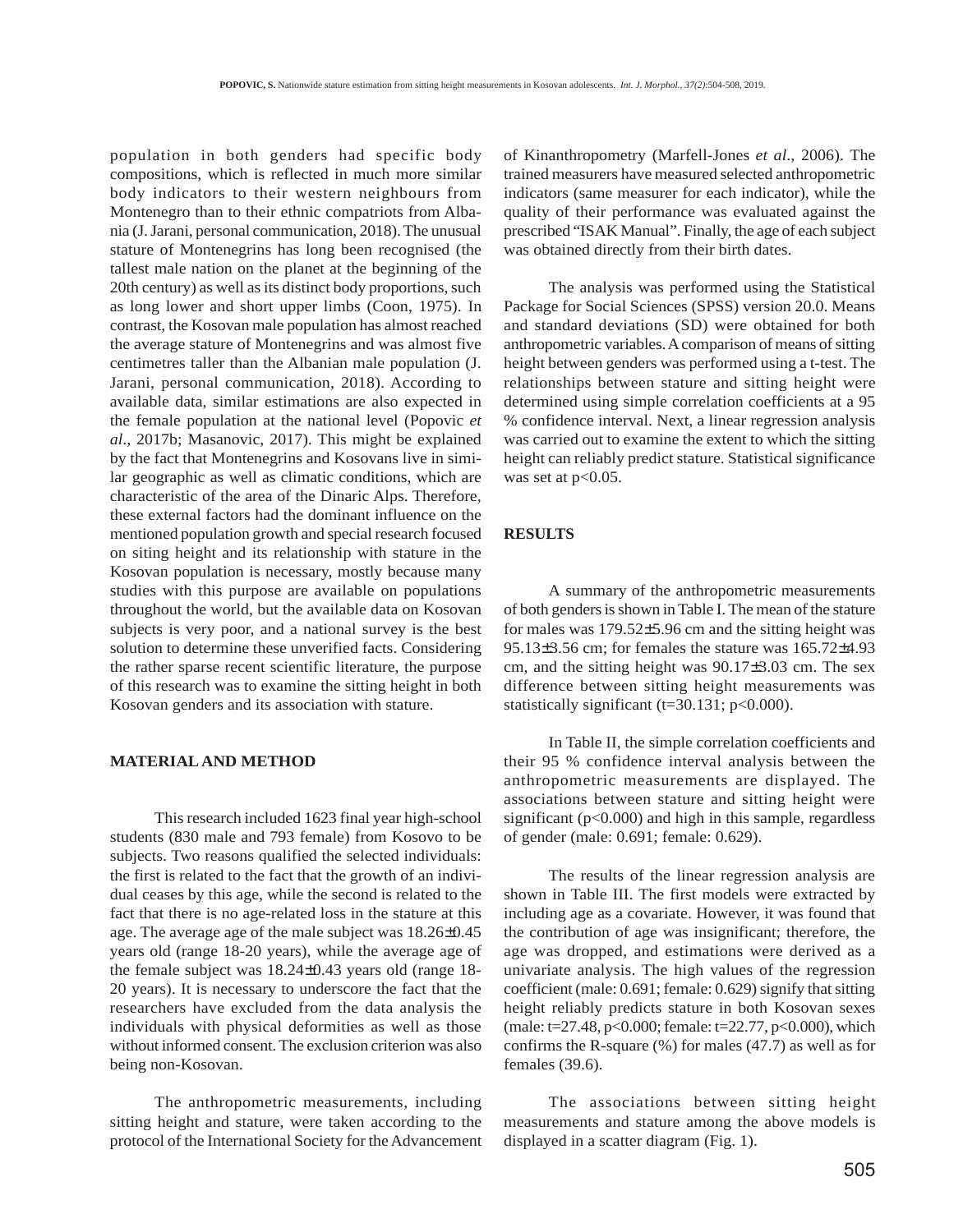population in both genders had specific body compositions, which is reflected in much more similar body indicators to their western neighbours from Montenegro than to their ethnic compatriots from Albania (J. Jarani, personal communication, 2018). The unusual stature of Montenegrins has long been recognised (the tallest male nation on the planet at the beginning of the 20th century) as well as its distinct body proportions, such as long lower and short upper limbs (Coon, 1975). In contrast, the Kosovan male population has almost reached the average stature of Montenegrins and was almost five centimetres taller than the Albanian male population (J. Jarani, personal communication, 2018). According to available data, similar estimations are also expected in the female population at the national level (Popovic *et al*., 2017b; Masanovic, 2017). This might be explained by the fact that Montenegrins and Kosovans live in similar geographic as well as climatic conditions, which are characteristic of the area of the Dinaric Alps. Therefore, these external factors had the dominant influence on the mentioned population growth and special research focused on siting height and its relationship with stature in the Kosovan population is necessary, mostly because many studies with this purpose are available on populations throughout the world, but the available data on Kosovan subjects is very poor, and a national survey is the best solution to determine these unverified facts. Considering the rather sparse recent scientific literature, the purpose of this research was to examine the sitting height in both Kosovan genders and its association with stature.

## MATERIAL AND METHOD

This research included 1623 final year high-school students (830 male and 793 female) from Kosovo to be subjects. Two reasons qualified the selected individuals: the first is related to the fact that the growth of an individual ceases by this age, while the second is related to the fact that there is no age-related loss in the stature at this age. The average age of the male subject was 18.26±0.45 years old (range 18-20 years), while the average age of the female subject was 18.24±0.43 years old (range 18-20 years). It is necessary to underscore the fact that the researchers have excluded from the data analysis the individuals with physical deformities as well as those without informed consent. The exclusion criterion was also being non-Kosovan.

The anthropometric measurements, including sitting height and stature, were taken according to the protocol of the International Society for the Advancement of Kinanthropometry (Marfell-Jones *et al*., 2006). The trained measurers have measured selected anthropometric indicators (same measurer for each indicator), while the quality of their performance was evaluated against the prescribed "ISAK Manual". Finally, the age of each subject was obtained directly from their birth dates.

The analysis was performed using the Statistical Package for Social Sciences (SPSS) version 20.0. Means and standard deviations (SD) were obtained for both anthropometric variables. A comparison of means of sitting height between genders was performed using a t-test. The relationships between stature and sitting height were determined using simple correlation coefficients at a 95 % confidence interval. Next, a linear regression analysis was carried out to examine the extent to which the sitting height can reliably predict stature. Statistical significance was set at $p<0.05$.

## RESULTS

A summary of the anthropometric measurements of both genders is shown in Table I. The mean of the stature for males was 179.52±5.96 cm and the sitting height was 95.13±3.56 cm; for females the stature was 165.72±4.93 cm, and the sitting height was 90.17±3.03 cm. The sex difference between sitting height measurements was statistically significant ($t=30.131$; $p<0.000$).

In Table II, the simple correlation coefficients and their 95 % confidence interval analysis between the anthropometric measurements are displayed. The associations between stature and sitting height were significant ($p<0.000$) and high in this sample, regardless of gender (male: 0.691; female: 0.629).

The results of the linear regression analysis are shown in Table III. The first models were extracted by including age as a covariate. However, it was found that the contribution of age was insignificant; therefore, the age was dropped, and estimations were derived as a univariate analysis. The high values of the regression coefficient (male: 0.691; female: 0.629) signify that sitting height reliably predicts stature in both Kosovan sexes (male: $t=27.48$, $p<0.000$; female: $t=22.77$, $p<0.000$), which confirms the R-square (%) for males (47.7) as well as for females (39.6).

The associations between sitting height measurements and stature among the above models is displayed in a scatter diagram (Fig. 1).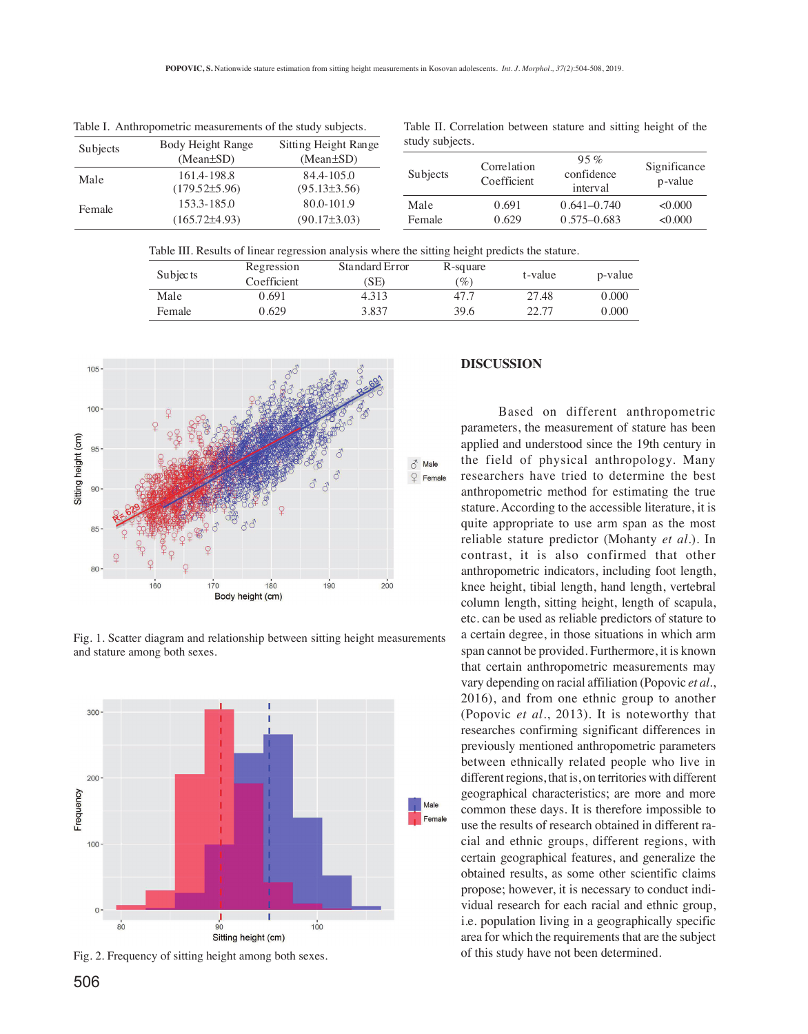Table I. Anthropometric measurements of the study subjects.

| Subjects | Body Height Range (Mean±SD) | Sitting Height Range (Mean±SD) |
|---|---|---|
| Male | 161.4-198.8 (179.52±5.96) | 84.4-105.0 (95.13±3.56) |
| Female | 153.3-185.0 (165.72±4.93) | 80.0-101.9 (90.17±3.03) |

Table II. Correlation between stature and sitting height of the study subjects.

| Subjects | Correlation Coefficient | 95 % confidence interval | Significance p-value |
|---|---|---|---|
| Male | 0.691 | 0.641–0.740 | <0.000 |
| Female | 0.629 | 0.575–0.683 | <0.000 |

Table III. Results of linear regression analysis where the sitting height predicts the stature.

| Subjects | Regression Coefficient | Standard Error (SE) | R-square (%) | t-value | p-value |
|---|---|---|---|---|---|
| Male | 0.691 | 4.313 | 47.7 | 27.48 | 0.000 |
| Female | 0.629 | 3.837 | 39.6 | 22.77 | 0.000 |

Fig. 1. Scatter diagram and relationship between sitting height measurements and stature among both sexes.

Fig. 2. Frequency of sitting height among both sexes.

## DISCUSSION

Based on different anthropometric parameters, the measurement of stature has been applied and understood since the 19th century in the field of physical anthropology. Many researchers have tried to determine the best anthropometric method for estimating the true stature. According to the accessible literature, it is quite appropriate to use arm span as the most reliable stature predictor (Mohanty *et al.*). In contrast, it is also confirmed that other anthropometric indicators, including foot length, knee height, tibial length, hand length, vertebral column length, sitting height, length of scapula, etc. can be used as reliable predictors of stature to a certain degree, in those situations in which arm span cannot be provided. Furthermore, it is known that certain anthropometric measurements may vary depending on racial affiliation (Popovic *et al.*, 2016), and from one ethnic group to another (Popovic *et al.*, 2013). It is noteworthy that researches confirming significant differences in previously mentioned anthropometric parameters between ethnically related people who live in different regions, that is, on territories with different geographical characteristics; are more and more common these days. It is therefore impossible to use the results of research obtained in different racial and ethnic groups, different regions, with certain geographical features, and generalize the obtained results, as some other scientific claims propose; however, it is necessary to conduct individual research for each racial and ethnic group, i.e. population living in a geographically specific area for which the requirements that are the subject of this study have not been determined.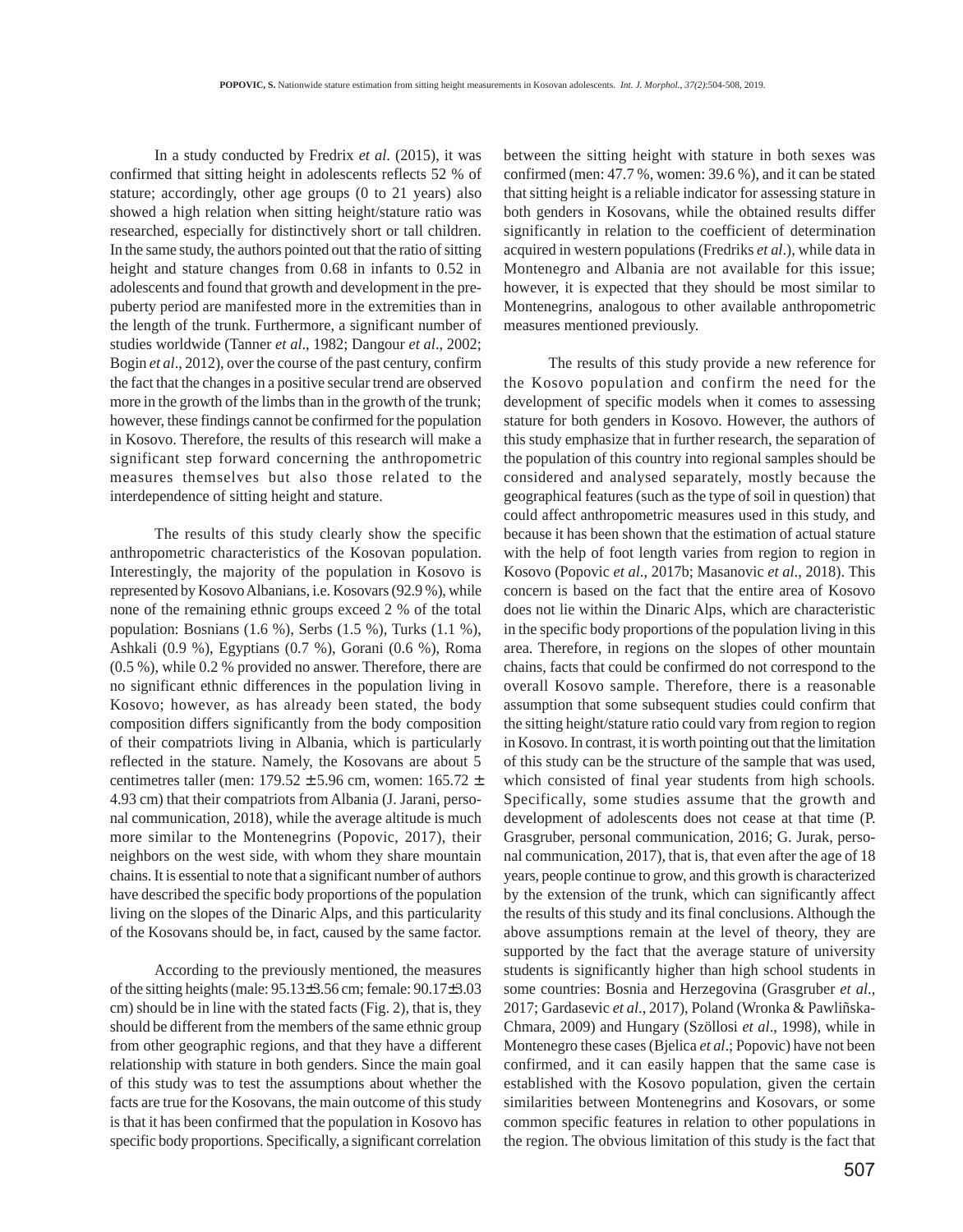In a study conducted by Fredrix *et al*. (2015), it was confirmed that sitting height in adolescents reflects 52 % of stature; accordingly, other age groups (0 to 21 years) also showed a high relation when sitting height/stature ratio was researched, especially for distinctively short or tall children. In the same study, the authors pointed out that the ratio of sitting height and stature changes from 0.68 in infants to 0.52 in adolescents and found that growth and development in the pre-puberty period are manifested more in the extremities than in the length of the trunk. Furthermore, a significant number of studies worldwide (Tanner *et al*., 1982; Dangour *et al*., 2002; Bogin *et al*., 2012), over the course of the past century, confirm the fact that the changes in a positive secular trend are observed more in the growth of the limbs than in the growth of the trunk; however, these findings cannot be confirmed for the population in Kosovo. Therefore, the results of this research will make a significant step forward concerning the anthropometric measures themselves but also those related to the interdependence of sitting height and stature.

The results of this study clearly show the specific anthropometric characteristics of the Kosovan population. Interestingly, the majority of the population in Kosovo is represented by Kosovo Albanians, i.e. Kosovars (92.9 %), while none of the remaining ethnic groups exceed 2 % of the total population: Bosnians (1.6 %), Serbs (1.5 %), Turks (1.1 %), Ashkali (0.9 %), Egyptians (0.7 %), Gorani (0.6 %), Roma (0.5 %), while 0.2 % provided no answer. Therefore, there are no significant ethnic differences in the population living in Kosovo; however, as has already been stated, the body composition differs significantly from the body composition of their compatriots living in Albania, which is particularly reflected in the stature. Namely, the Kosovans are about 5 centimetres taller (men: 179.52 ± 5.96 cm, women: 165.72 ± 4.93 cm) that their compatriots from Albania (J. Jarani, personal communication, 2018), while the average altitude is much more similar to the Montenegrins (Popovic, 2017), their neighbors on the west side, with whom they share mountain chains. It is essential to note that a significant number of authors have described the specific body proportions of the population living on the slopes of the Dinaric Alps, and this particularity of the Kosovans should be, in fact, caused by the same factor.

According to the previously mentioned, the measures of the sitting heights (male: 95.13±3.56 cm; female: 90.17±3.03 cm) should be in line with the stated facts (Fig. 2), that is, they should be different from the members of the same ethnic group from other geographic regions, and that they have a different relationship with stature in both genders. Since the main goal of this study was to test the assumptions about whether the facts are true for the Kosovans, the main outcome of this study is that it has been confirmed that the population in Kosovo has specific body proportions. Specifically, a significant correlation between the sitting height with stature in both sexes was confirmed (men: 47.7 %, women: 39.6 %), and it can be stated that sitting height is a reliable indicator for assessing stature in both genders in Kosovans, while the obtained results differ significantly in relation to the coefficient of determination acquired in western populations (Fredriks *et al*.), while data in Montenegro and Albania are not available for this issue; however, it is expected that they should be most similar to Montenegrins, analogous to other available anthropometric measures mentioned previously.

The results of this study provide a new reference for the Kosovo population and confirm the need for the development of specific models when it comes to assessing stature for both genders in Kosovo. However, the authors of this study emphasize that in further research, the separation of the population of this country into regional samples should be considered and analysed separately, mostly because the geographical features (such as the type of soil in question) that could affect anthropometric measures used in this study, and because it has been shown that the estimation of actual stature with the help of foot length varies from region to region in Kosovo (Popovic *et al*., 2017b; Masanovic *et al*., 2018). This concern is based on the fact that the entire area of Kosovo does not lie within the Dinaric Alps, which are characteristic in the specific body proportions of the population living in this area. Therefore, in regions on the slopes of other mountain chains, facts that could be confirmed do not correspond to the overall Kosovo sample. Therefore, there is a reasonable assumption that some subsequent studies could confirm that the sitting height/stature ratio could vary from region to region in Kosovo. In contrast, it is worth pointing out that the limitation of this study can be the structure of the sample that was used, which consisted of final year students from high schools. Specifically, some studies assume that the growth and development of adolescents does not cease at that time (P. Grasgruber, personal communication, 2016; G. Jurak, personal communication, 2017), that is, that even after the age of 18 years, people continue to grow, and this growth is characterized by the extension of the trunk, which can significantly affect the results of this study and its final conclusions. Although the above assumptions remain at the level of theory, they are supported by the fact that the average stature of university students is significantly higher than high school students in some countries: Bosnia and Herzegovina (Grasgruber *et al*., 2017; Gardasevic *et al*., 2017), Poland (Wronka & Pawliñska-Chmara, 2009) and Hungary (Szöllosi *et al*., 1998), while in Montenegro these cases (Bjelica *et al*.; Popovic) have not been confirmed, and it can easily happen that the same case is established with the Kosovo population, given the certain similarities between Montenegrins and Kosovars, or some common specific features in relation to other populations in the region. The obvious limitation of this study is the fact that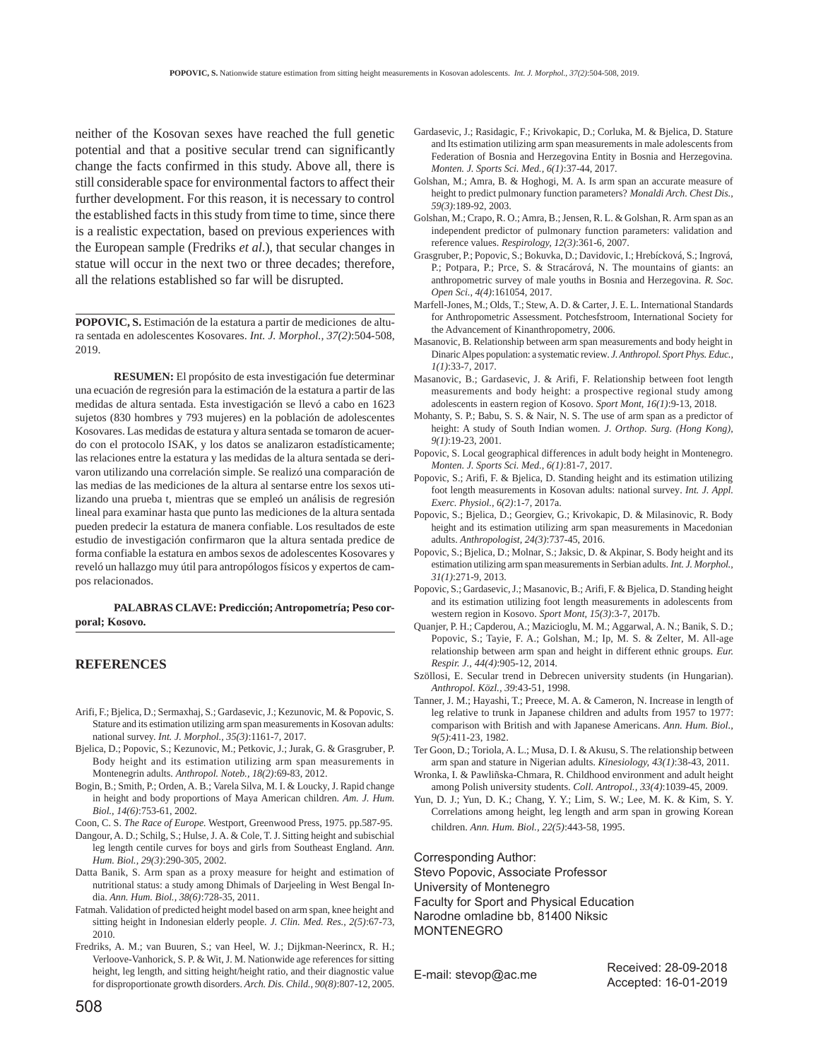neither of the Kosovan sexes have reached the full genetic potential and that a positive secular trend can significantly change the facts confirmed in this study. Above all, there is still considerable space for environmental factors to affect their further development. For this reason, it is necessary to control the established facts in this study from time to time, since there is a realistic expectation, based on previous experiences with the European sample (Fredriks *et al*.), that secular changes in statue will occur in the next two or three decades; therefore, all the relations established so far will be disrupted.

---

**POPOVIC, S.** Estimación de la estatura a partir de mediciones de altura sentada en adolescentes Kosovares. *Int. J. Morphol., 37(2)*:504-508, 2019.

**RESUMEN:** El propósito de esta investigación fue determinar una ecuación de regresión para la estimación de la estatura a partir de las medidas de altura sentada. Esta investigación se llevó a cabo en 1623 sujetos (830 hombres y 793 mujeres) en la población de adolescentes Kosovares. Las medidas de estatura y altura sentada se tomaron de acuerdo con el protocolo ISAK, y los datos se analizaron estadísticamente; las relaciones entre la estatura y las medidas de la altura sentada se derivaron utilizando una correlación simple. Se realizó una comparación de las medias de las mediciones de la altura al sentarse entre los sexos utilizando una prueba t, mientras que se empleó un análisis de regresión lineal para examinar hasta que punto las mediciones de la altura sentada pueden predecir la estatura de manera confiable. Los resultados de este estudio de investigación confirmaron que la altura sentada predice de forma confiable la estatura en ambos sexos de adolescentes Kosovares y reveló un hallazgo muy útil para antropólogos físicos y expertos de campos relacionados.

**PALABRAS CLAVE: Predicción; Antropometría; Peso corporal; Kosovo.**

---

## REFERENCES

Arifi, F.; Bjelica, D.; Sermaxhaj, S.; Gardasevic, J.; Kezunovic, M. & Popovic, S. Stature and its estimation utilizing arm span measurements in Kosovan adults: national survey. *Int. J. Morphol., 35(3)*:1161-7, 2017.

Bjelica, D.; Popovic, S.; Kezunovic, M.; Petkovic, J.; Jurak, G. & Grasgruber, P. Body height and its estimation utilizing arm span measurements in Montenegrin adults. *Anthropol. Noteb., 18(2)*:69-83, 2012.

Bogin, B.; Smith, P.; Orden, A. B.; Varela Silva, M. I. & Loucky, J. Rapid change in height and body proportions of Maya American children. *Am. J. Hum. Biol., 14(6)*:753-61, 2002.

Coon, C. S. *The Race of Europe.* Westport, Greenwood Press, 1975. pp.587-95.

Dangour, A. D.; Schilg, S.; Hulse, J. A. & Cole, T. J. Sitting height and subischial leg length centile curves for boys and girls from Southeast England. *Ann. Hum. Biol., 29(3)*:290-305, 2002.

Datta Banik, S. Arm span as a proxy measure for height and estimation of nutritional status: a study among Dhimals of Darjeeling in West Bengal India. *Ann. Hum. Biol., 38(6)*:728-35, 2011.

Fatmah. Validation of predicted height model based on arm span, knee height and sitting height in Indonesian elderly people. *J. Clin. Med. Res., 2(5)*:67-73, 2010.

Fredriks, A. M.; van Buuren, S.; van Heel, W. J.; Dijkman-Neerincx, R. H.; Verloove-Vanhorick, S. P. & Wit, J. M. Nationwide age references for sitting height, leg length, and sitting height/height ratio, and their diagnostic value for disproportionate growth disorders. *Arch. Dis. Child., 90(8)*:807-12, 2005.

Gardasevic, J.; Rasidagic, F.; Krivokapic, D.; Corluka, M. & Bjelica, D. Stature and Its estimation utilizing arm span measurements in male adolescents from Federation of Bosnia and Herzegovina Entity in Bosnia and Herzegovina. *Monten. J. Sports Sci. Med., 6(1)*:37-44, 2017.

Golshan, M.; Amra, B. & Hoghogi, M. A. Is arm span an accurate measure of height to predict pulmonary function parameters? *Monaldi Arch. Chest Dis., 59(3)*:189-92, 2003.

Golshan, M.; Crapo, R. O.; Amra, B.; Jensen, R. L. & Golshan, R. Arm span as an independent predictor of pulmonary function parameters: validation and reference values. *Respirology, 12(3)*:361-6, 2007.

Grasgruber, P.; Popovic, S.; Bokuvka, D.; Davidovic, I.; Hrebícková, S.; Ingrová, P.; Potpara, P.; Prce, S. & Stracárová, N. The mountains of giants: an anthropometric survey of male youths in Bosnia and Herzegovina. *R. Soc. Open Sci., 4(4)*:161054, 2017.

Marfell-Jones, M.; Olds, T.; Stew, A. D. & Carter, J. E. L. International Standards for Anthropometric Assessment. Potchesfstroom, International Society for the Advancement of Kinanthropometry, 2006.

Masanovic, B. Relationship between arm span measurements and body height in Dinaric Alpes population: a systematic review. *J. Anthropol. Sport Phys. Educ., 1(1)*:33-7, 2017.

Masanovic, B.; Gardasevic, J. & Arifi, F. Relationship between foot length measurements and body height: a prospective regional study among adolescents in eastern region of Kosovo. *Sport Mont, 16(1)*:9-13, 2018.

Mohanty, S. P.; Babu, S. S. & Nair, N. S. The use of arm span as a predictor of height: A study of South Indian women. *J. Orthop. Surg. (Hong Kong), 9(1)*:19-23, 2001.

Popovic, S. Local geographical differences in adult body height in Montenegro. *Monten. J. Sports Sci. Med., 6(1)*:81-7, 2017.

Popovic, S.; Arifi, F. & Bjelica, D. Standing height and its estimation utilizing foot length measurements in Kosovan adults: national survey. *Int. J. Appl. Exerc. Physiol., 6(2)*:1-7, 2017a.

Popovic, S.; Bjelica, D.; Georgiev, G.; Krivokapic, D. & Milasinovic, R. Body height and its estimation utilizing arm span measurements in Macedonian adults. *Anthropologist, 24(3)*:737-45, 2016.

Popovic, S.; Bjelica, D.; Molnar, S.; Jaksic, D. & Akpinar, S. Body height and its estimation utilizing arm span measurements in Serbian adults. *Int. J. Morphol., 31(1)*:271-9, 2013.

Popovic, S.; Gardasevic, J.; Masanovic, B.; Arifi, F. & Bjelica, D. Standing height and its estimation utilizing foot length measurements in adolescents from western region in Kosovo. *Sport Mont, 15(3)*:3-7, 2017b.

Quanjer, P. H.; Capderou, A.; Mazicioglu, M. M.; Aggarwal, A. N.; Banik, S. D.; Popovic, S.; Tayie, F. A.; Golshan, M.; Ip, M. S. & Zelter, M. All-age relationship between arm span and height in different ethnic groups. *Eur. Respir. J., 44(4)*:905-12, 2014.

Szöllosi, E. Secular trend in Debrecen university students (in Hungarian). *Anthropol. Közl., 39*:43-51, 1998.

Tanner, J. M.; Hayashi, T.; Preece, M. A. & Cameron, N. Increase in length of leg relative to trunk in Japanese children and adults from 1957 to 1977: comparison with British and with Japanese Americans. *Ann. Hum. Biol., 9(5)*:411-23, 1982.

Ter Goon, D.; Toriola, A. L.; Musa, D. I. & Akusu, S. The relationship between arm span and stature in Nigerian adults. *Kinesiology, 43(1)*:38-43, 2011.

Wronka, I. & Pawliñska-Chmara, R. Childhood environment and adult height among Polish university students. *Coll. Antropol., 33(4)*:1039-45, 2009.

Yun, D. J.; Yun, D. K.; Chang, Y. Y.; Lim, S. W.; Lee, M. K. & Kim, S. Y. Correlations among height, leg length and arm span in growing Korean children. *Ann. Hum. Biol., 22(5)*:443-58, 1995.

Corresponding Author:
Stevo Popovic, Associate Professor
University of Montenegro
Faculty for Sport and Physical Education
Narodne omladine bb, 81400 Niksic
MONTENEGRO

E-mail: stevop@ac.me

Received: 28-09-2018
Accepted: 16-01-2019